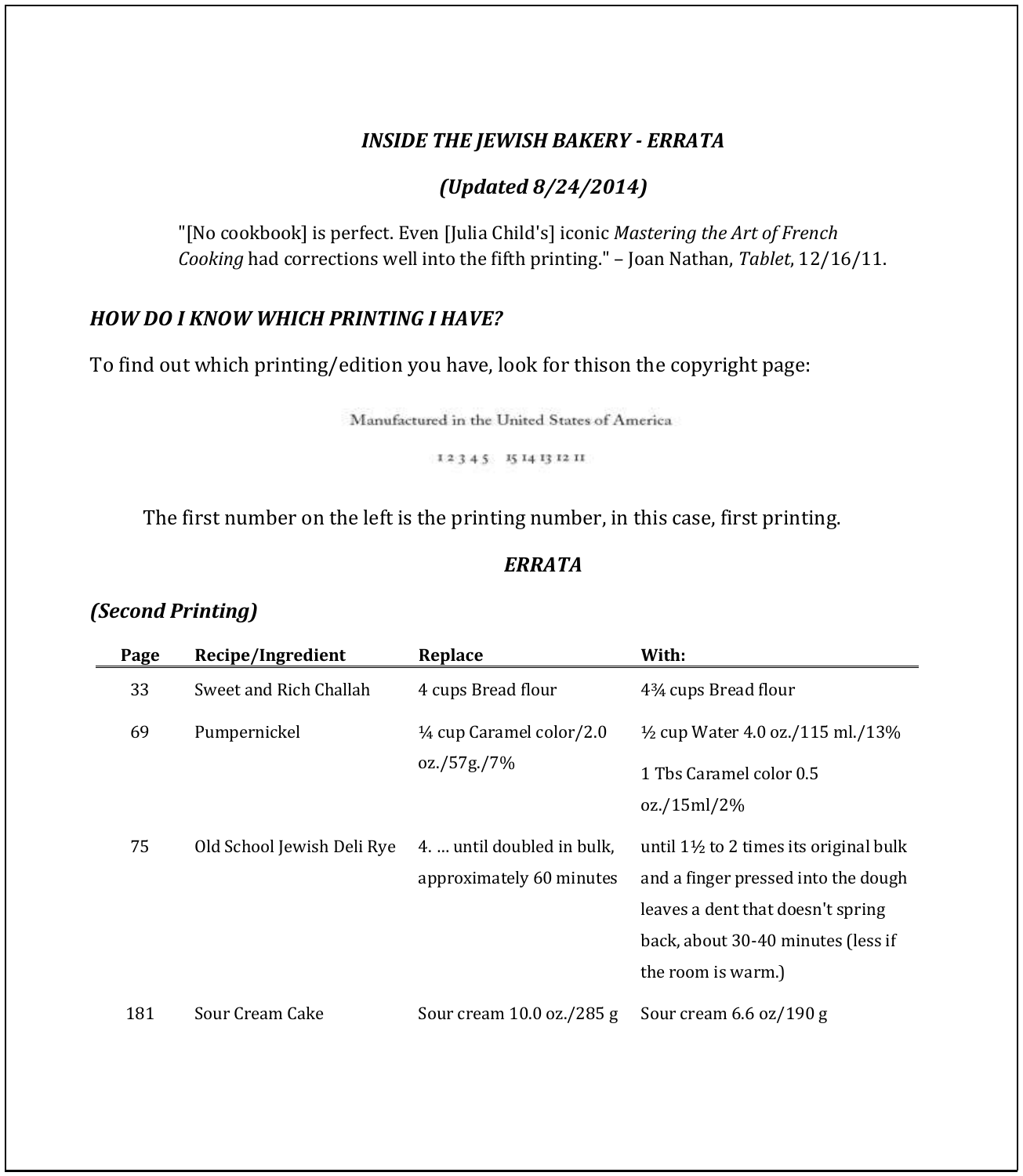# *INSIDE THE JEWISH BAKERY - ERRATA*

## *(Updated 8/24/2014)*

"[No cookbook] is perfect. Even [Julia Child's] iconic *Mastering the Art of French Cooking* had corrections well into the fifth printing." – Joan Nathan, *Tablet*, 12/16/11.

### *HOW DO I KNOW WHICH PRINTING I HAVE?*

To find out which printing/edition you have, look for thison the copyright page:

Manufactured in the United States of America

1 2 3 4 5   15 14 13 12 11

The first number on the left is the printing number, in this case, first printing.

## *ERRATA*

### *(Second Printing)*

| Page | Recipe/Ingredient | Replace | With: |
|---|---|---|---|
| 33 | Sweet and Rich Challah | 4 cups Bread flour | 4¾ cups Bread flour |
| 69 | Pumpernickel | ¼ cup Caramel color/2.0 oz./57g./7% | ½ cup Water 4.0 oz./115 ml./13%<br>1 Tbs Caramel color 0.5 oz./15ml/2% |
| 75 | Old School Jewish Deli Rye | 4. … until doubled in bulk, approximately 60 minutes | until 1½ to 2 times its original bulk and a finger pressed into the dough leaves a dent that doesn't spring back, about 30-40 minutes (less if the room is warm.) |
| 181 | Sour Cream Cake | Sour cream 10.0 oz./285 g | Sour cream 6.6 oz/190 g |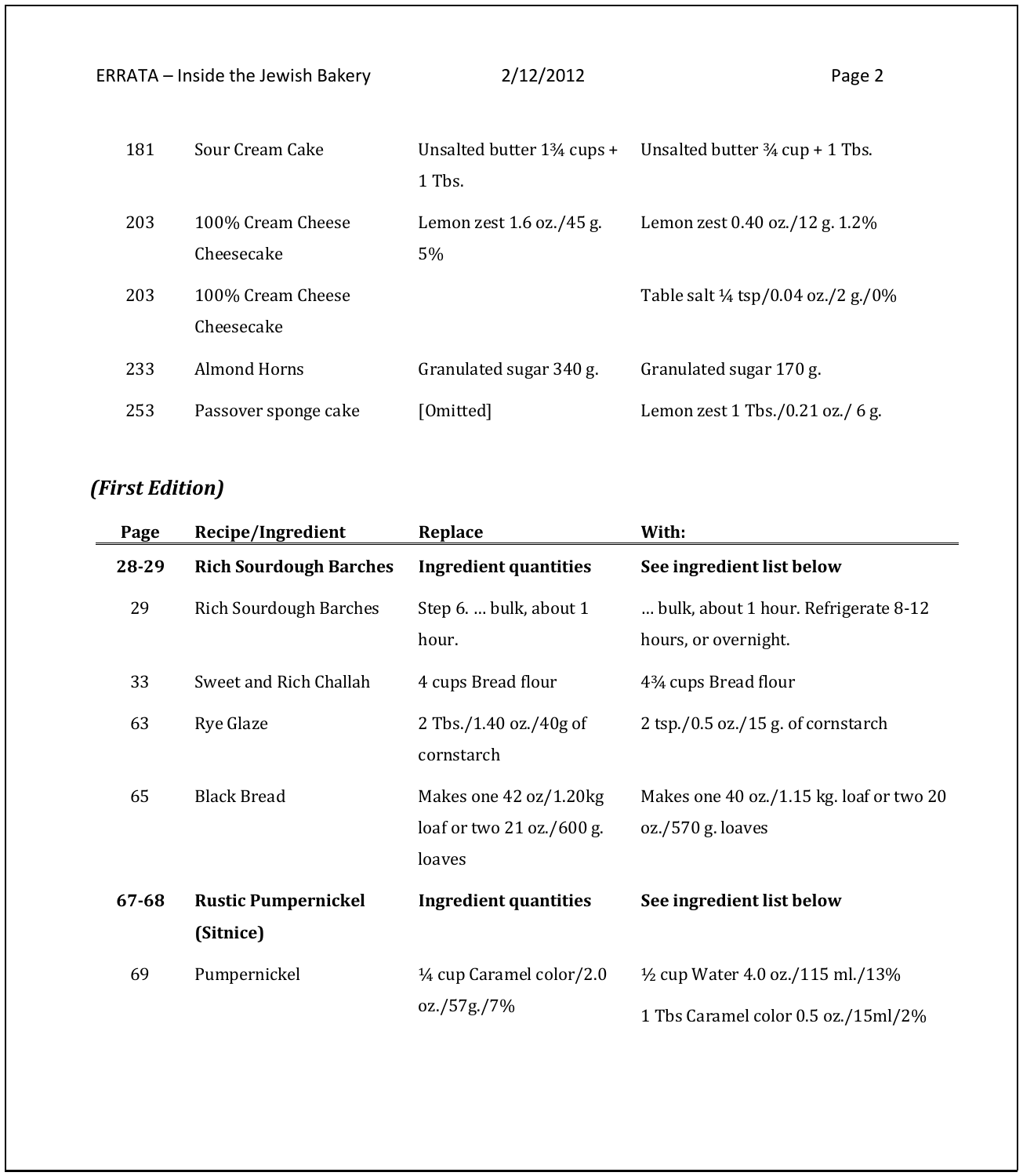| | | | |
|---|---|---|---|
| 181 | Sour Cream Cake | Unsalted butter 1¾ cups + 1 Tbs. | Unsalted butter ¾ cup + 1 Tbs. |
| 203 | 100% Cream Cheese Cheesecake | Lemon zest 1.6 oz./45 g. 5% | Lemon zest 0.40 oz./12 g. 1.2% |
| 203 | 100% Cream Cheese Cheesecake | | Table salt ¼ tsp/0.04 oz./2 g./0% |
| 233 | Almond Horns | Granulated sugar 340 g. | Granulated sugar 170 g. |
| 253 | Passover sponge cake | [Omitted] | Lemon zest 1 Tbs./0.21 oz./ 6 g. |

### *(First Edition)*

| Page | Recipe/Ingredient | Replace | With: |
|---|---|---|---|
| **28-29** | **Rich Sourdough Barches** | **Ingredient quantities** | **See ingredient list below** |
| 29 | Rich Sourdough Barches | Step 6. … bulk, about 1 hour. | … bulk, about 1 hour. Refrigerate 8-12 hours, or overnight. |
| 33 | Sweet and Rich Challah | 4 cups Bread flour | 4¾ cups Bread flour |
| 63 | Rye Glaze | 2 Tbs./1.40 oz./40g of cornstarch | 2 tsp./0.5 oz./15 g. of cornstarch |
| 65 | Black Bread | Makes one 42 oz/1.20kg loaf or two 21 oz./600 g. loaves | Makes one 40 oz./1.15 kg. loaf or two 20 oz./570 g. loaves |
| **67-68** | **Rustic Pumpernickel (Sitnice)** | **Ingredient quantities** | **See ingredient list below** |
| 69 | Pumpernickel | ¼ cup Caramel color/2.0 oz./57g./7% | ½ cup Water 4.0 oz./115 ml./13%<br>1 Tbs Caramel color 0.5 oz./15ml/2% |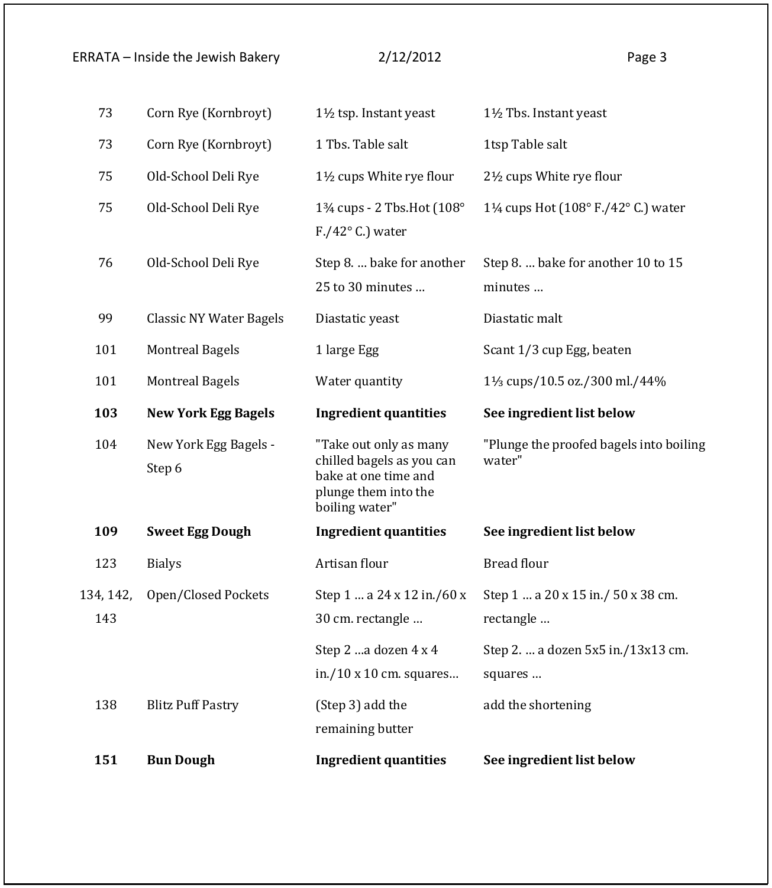| | | | |
|---|---|---|---|
| 73 | Corn Rye (Kornbroyt) | 1½ tsp. Instant yeast | 1½ Tbs. Instant yeast |
| 73 | Corn Rye (Kornbroyt) | 1 Tbs. Table salt | 1tsp Table salt |
| 75 | Old-School Deli Rye | 1½ cups White rye flour | 2½ cups White rye flour |
| 75 | Old-School Deli Rye | 1¾ cups - 2 Tbs.Hot (108° F./42° C.) water | 1¼ cups Hot (108° F./42° C.) water |
| 76 | Old-School Deli Rye | Step 8. … bake for another 25 to 30 minutes … | Step 8. … bake for another 10 to 15 minutes … |
| 99 | Classic NY Water Bagels | Diastatic yeast | Diastatic malt |
| 101 | Montreal Bagels | 1 large Egg | Scant 1/3 cup Egg, beaten |
| 101 | Montreal Bagels | Water quantity | 1⅓ cups/10.5 oz./300 ml./44% |
| **103** | **New York Egg Bagels** | **Ingredient quantities** | **See ingredient list below** |
| 104 | New York Egg Bagels - Step 6 | "Take out only as many chilled bagels as you can bake at one time and plunge them into the boiling water" | "Plunge the proofed bagels into boiling water" |
| **109** | **Sweet Egg Dough** | **Ingredient quantities** | **See ingredient list below** |
| 123 | Bialys | Artisan flour | Bread flour |
| 134, 142, 143 | Open/Closed Pockets | Step 1 … a 24 x 12 in./60 x 30 cm. rectangle … | Step 1 … a 20 x 15 in./ 50 x 38 cm. rectangle … |
| | | Step 2 …a dozen 4 x 4 in./10 x 10 cm. squares… | Step 2. … a dozen 5x5 in./13x13 cm. squares … |
| 138 | Blitz Puff Pastry | (Step 3) add the remaining butter | add the shortening |
| **151** | **Bun Dough** | **Ingredient quantities** | **See ingredient list below** |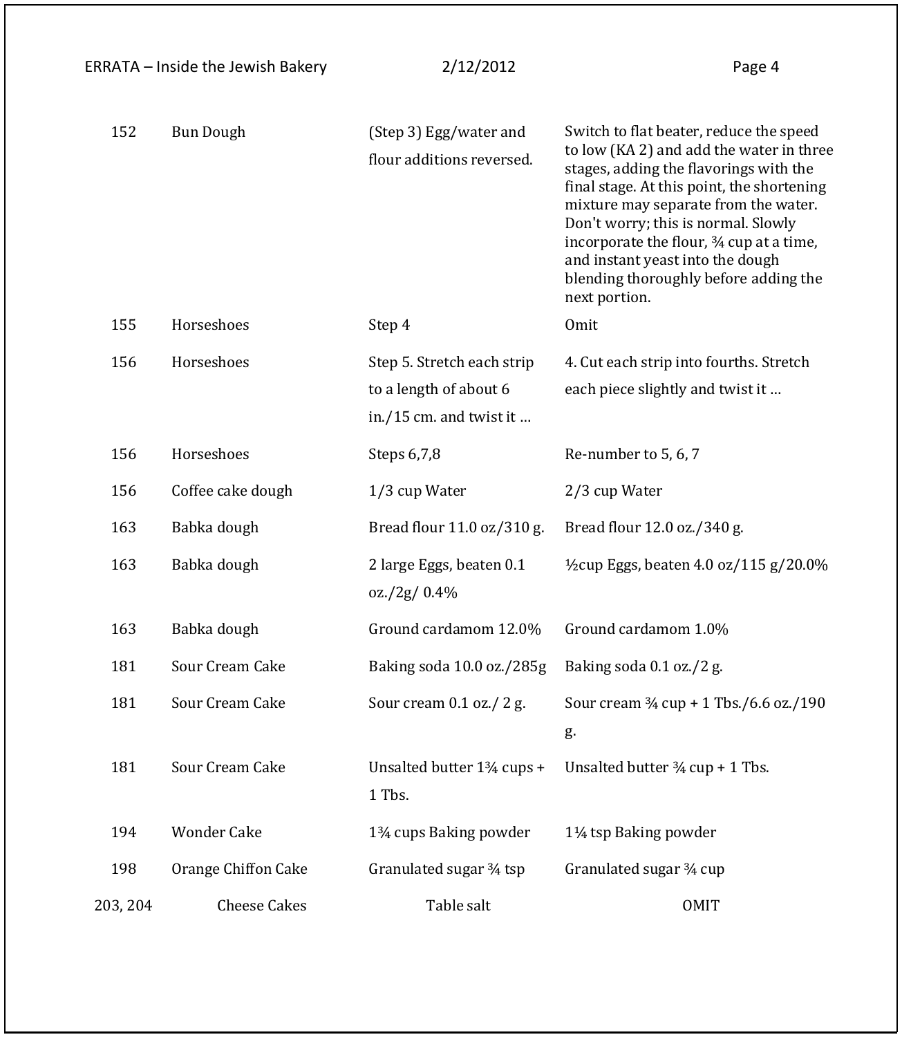| | | | |
|---|---|---|---|
| 152 | Bun Dough | (Step 3) Egg/water and flour additions reversed. | Switch to flat beater, reduce the speed to low (KA 2) and add the water in three stages, adding the flavorings with the final stage. At this point, the shortening mixture may separate from the water. Don't worry; this is normal. Slowly incorporate the flour, ¾ cup at a time, and instant yeast into the dough blending thoroughly before adding the next portion. |
| 155 | Horseshoes | Step 4 | Omit |
| 156 | Horseshoes | Step 5. Stretch each strip to a length of about 6 in./15 cm. and twist it … | 4. Cut each strip into fourths. Stretch each piece slightly and twist it … |
| 156 | Horseshoes | Steps 6,7,8 | Re-number to 5, 6, 7 |
| 156 | Coffee cake dough | 1/3 cup Water | 2/3 cup Water |
| 163 | Babka dough | Bread flour 11.0 oz/310 g. | Bread flour 12.0 oz./340 g. |
| 163 | Babka dough | 2 large Eggs, beaten 0.1 oz./2g/ 0.4% | ½cup Eggs, beaten 4.0 oz/115 g/20.0% |
| 163 | Babka dough | Ground cardamom 12.0% | Ground cardamom 1.0% |
| 181 | Sour Cream Cake | Baking soda 10.0 oz./285g | Baking soda 0.1 oz./2 g. |
| 181 | Sour Cream Cake | Sour cream 0.1 oz./ 2 g. | Sour cream ¾ cup + 1 Tbs./6.6 oz./190 g. |
| 181 | Sour Cream Cake | Unsalted butter 1¾ cups + 1 Tbs. | Unsalted butter ¾ cup + 1 Tbs. |
| 194 | Wonder Cake | 1¾ cups Baking powder | 1¼ tsp Baking powder |
| 198 | Orange Chiffon Cake | Granulated sugar ¾ tsp | Granulated sugar ¾ cup |
| 203, 204 | Cheese Cakes | Table salt | OMIT |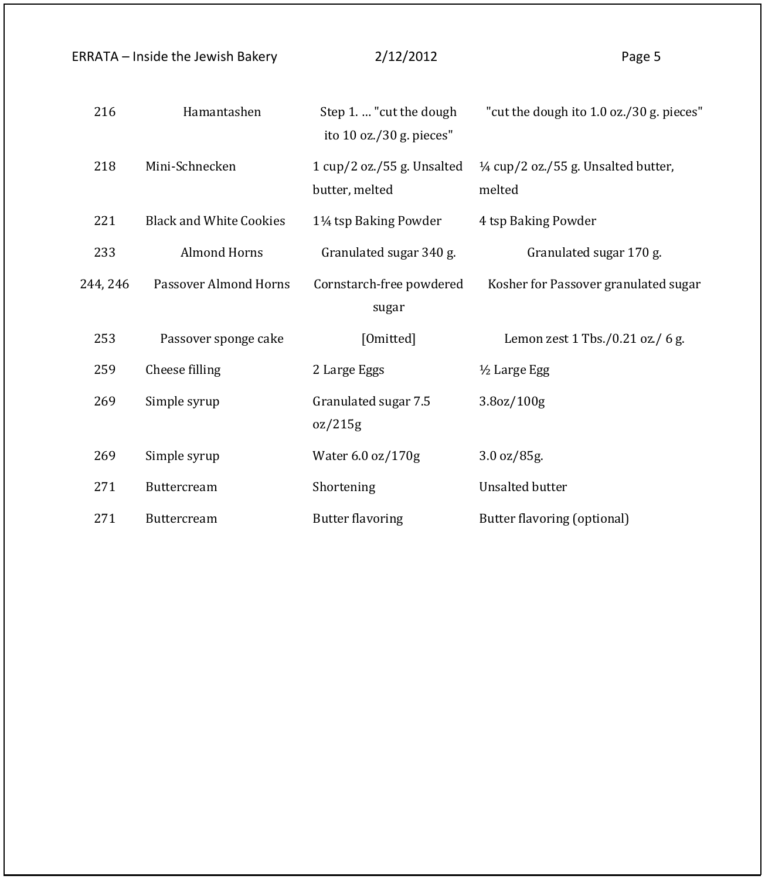| | | | |
|---|---|---|---|
| 216 | Hamantashen | Step 1. … "cut the dough ito 10 oz./30 g. pieces" | "cut the dough ito 1.0 oz./30 g. pieces" |
| 218 | Mini-Schnecken | 1 cup/2 oz./55 g. Unsalted butter, melted | ¼ cup/2 oz./55 g. Unsalted butter, melted |
| 221 | Black and White Cookies | 1¼ tsp Baking Powder | 4 tsp Baking Powder |
| 233 | Almond Horns | Granulated sugar 340 g. | Granulated sugar 170 g. |
| 244, 246 | Passover Almond Horns | Cornstarch-free powdered sugar | Kosher for Passover granulated sugar |
| 253 | Passover sponge cake | [Omitted] | Lemon zest 1 Tbs./0.21 oz./ 6 g. |
| 259 | Cheese filling | 2 Large Eggs | ½ Large Egg |
| 269 | Simple syrup | Granulated sugar 7.5 oz/215g | 3.8oz/100g |
| 269 | Simple syrup | Water 6.0 oz/170g | 3.0 oz/85g. |
| 271 | Buttercream | Shortening | Unsalted butter |
| 271 | Buttercream | Butter flavoring | Butter flavoring (optional) |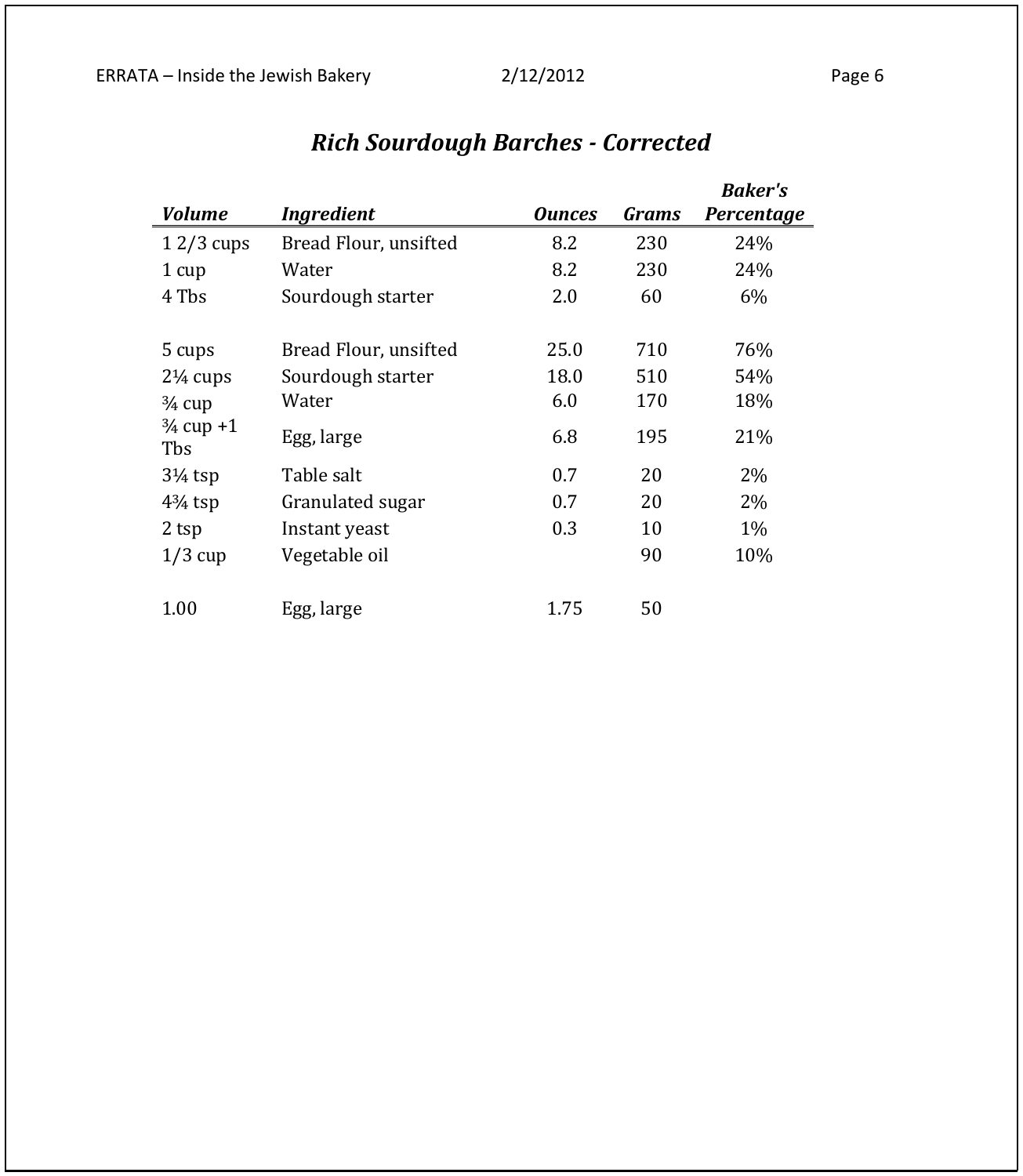## *Rich Sourdough Barches - Corrected*

| *Volume* | *Ingredient* | *Ounces* | *Grams* | *Baker's Percentage* |
|---|---|---|---|---|
| 1 2/3 cups | Bread Flour, unsifted | 8.2 | 230 | 24% |
| 1 cup | Water | 8.2 | 230 | 24% |
| 4 Tbs | Sourdough starter | 2.0 | 60 | 6% |
| | | | | |
| 5 cups | Bread Flour, unsifted | 25.0 | 710 | 76% |
| 2¼ cups | Sourdough starter | 18.0 | 510 | 54% |
| ¾ cup | Water | 6.0 | 170 | 18% |
| ¾ cup +1 Tbs | Egg, large | 6.8 | 195 | 21% |
| 3¼ tsp | Table salt | 0.7 | 20 | 2% |
| 4¾ tsp | Granulated sugar | 0.7 | 20 | 2% |
| 2 tsp | Instant yeast | 0.3 | 10 | 1% |
| 1/3 cup | Vegetable oil | | 90 | 10% |
| | | | | |
| 1.00 | Egg, large | 1.75 | 50 | |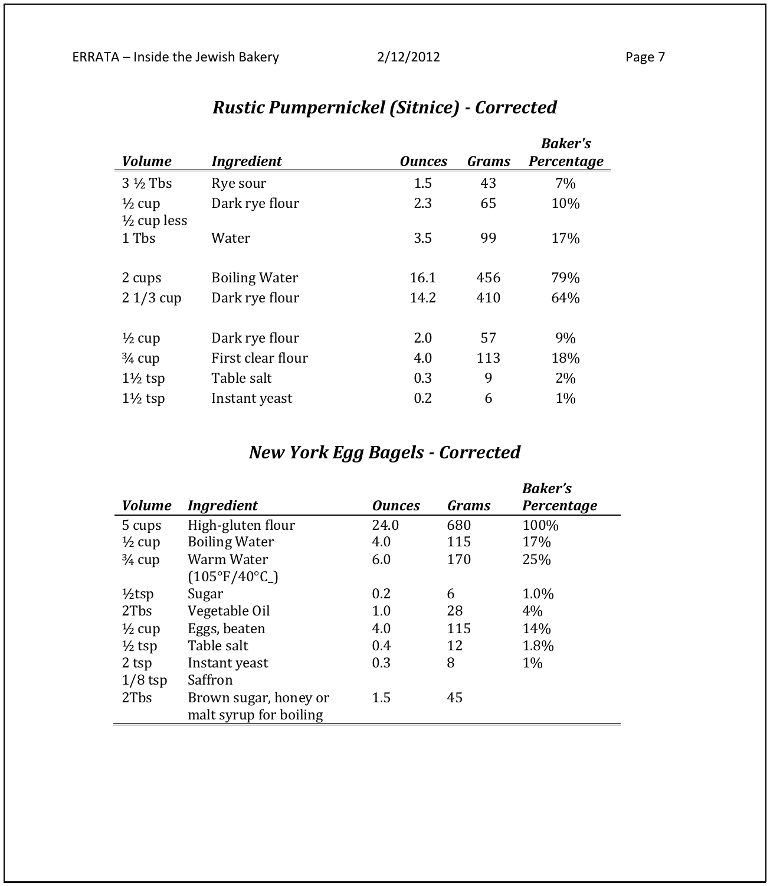## *Rustic Pumpernickel (Sitnice) - Corrected*

| Volume | Ingredient | Ounces | Grams | Baker's Percentage |
|---|---|---|---|---|
| 3 ½ Tbs | Rye sour | 1.5 | 43 | 7% |
| ½ cup | Dark rye flour | 2.3 | 65 | 10% |
| ½ cup less 1 Tbs | Water | 3.5 | 99 | 17% |
| | | | | |
| 2 cups | Boiling Water | 16.1 | 456 | 79% |
| 2 1/3 cup | Dark rye flour | 14.2 | 410 | 64% |
| | | | | |
| ½ cup | Dark rye flour | 2.0 | 57 | 9% |
| ¾ cup | First clear flour | 4.0 | 113 | 18% |
| 1½ tsp | Table salt | 0.3 | 9 | 2% |
| 1½ tsp | Instant yeast | 0.2 | 6 | 1% |

## *New York Egg Bagels - Corrected*

| Volume | Ingredient | Ounces | Grams | Baker's Percentage |
|---|---|---|---|---|
| 5 cups | High-gluten flour | 24.0 | 680 | 100% |
| ½ cup | Boiling Water | 4.0 | 115 | 17% |
| ¾ cup | Warm Water (105°F/40°C_) | 6.0 | 170 | 25% |
| ½tsp | Sugar | 0.2 | 6 | 1.0% |
| 2Tbs | Vegetable Oil | 1.0 | 28 | 4% |
| ½ cup | Eggs, beaten | 4.0 | 115 | 14% |
| ½ tsp | Table salt | 0.4 | 12 | 1.8% |
| 2 tsp | Instant yeast | 0.3 | 8 | 1% |
| 1/8 tsp | Saffron | | | |
| 2Tbs | Brown sugar, honey or malt syrup for boiling | 1.5 | 45 | |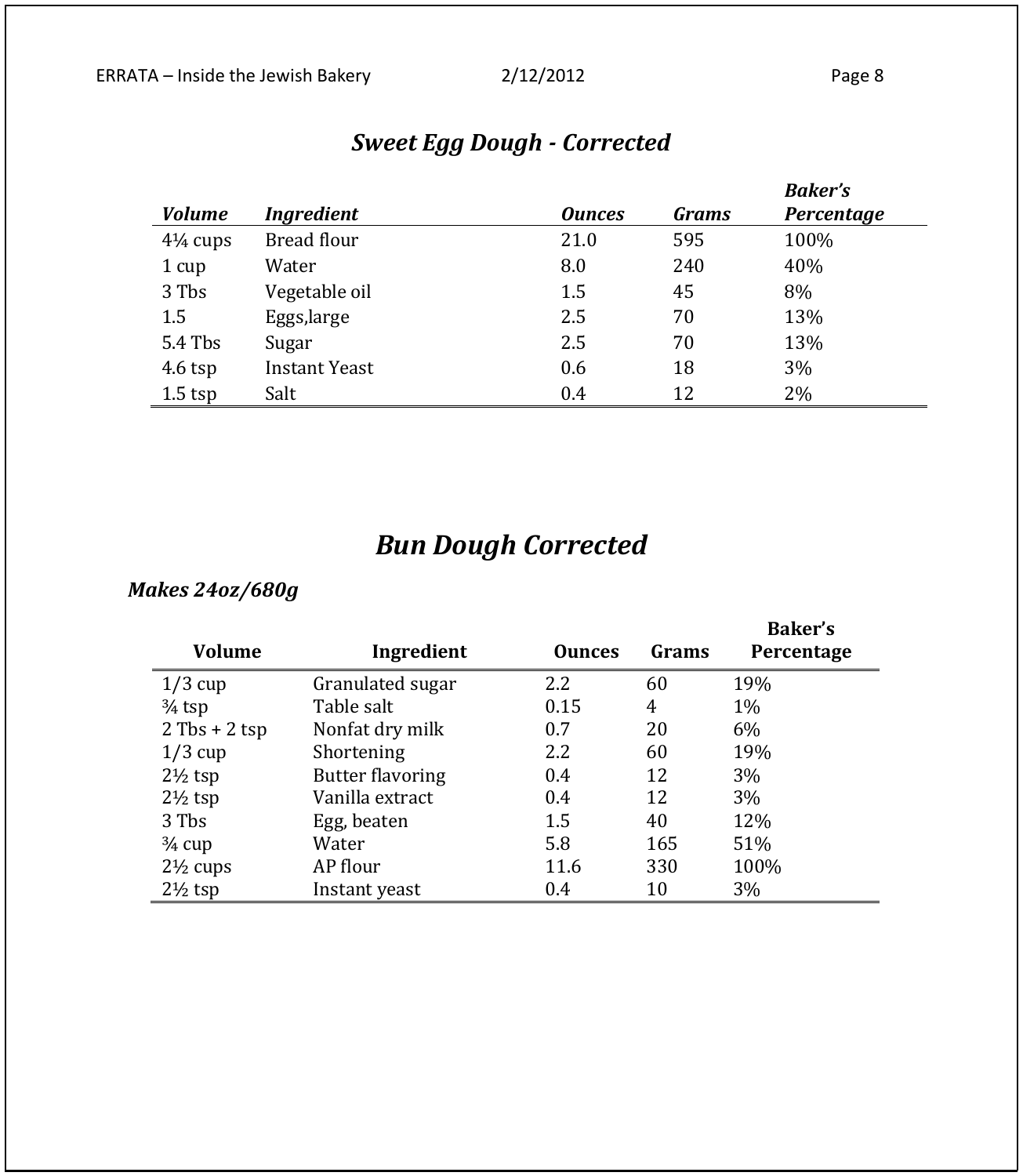## *Sweet Egg Dough - Corrected*

| *Volume* | *Ingredient* | *Ounces* | *Grams* | *Baker's Percentage* |
|---|---|---|---|---|
| 4¼ cups | Bread flour | 21.0 | 595 | 100% |
| 1 cup | Water | 8.0 | 240 | 40% |
| 3 Tbs | Vegetable oil | 1.5 | 45 | 8% |
| 1.5 | Eggs,large | 2.5 | 70 | 13% |
| 5.4 Tbs | Sugar | 2.5 | 70 | 13% |
| 4.6 tsp | Instant Yeast | 0.6 | 18 | 3% |
| 1.5 tsp | Salt | 0.4 | 12 | 2% |

## *Bun Dough Corrected*

### *Makes 24oz/680g*

| Volume | Ingredient | Ounces | Grams | Baker's Percentage |
|---|---|---|---|---|
| 1/3 cup | Granulated sugar | 2.2 | 60 | 19% |
| ¾ tsp | Table salt | 0.15 | 4 | 1% |
| 2 Tbs + 2 tsp | Nonfat dry milk | 0.7 | 20 | 6% |
| 1/3 cup | Shortening | 2.2 | 60 | 19% |
| 2½ tsp | Butter flavoring | 0.4 | 12 | 3% |
| 2½ tsp | Vanilla extract | 0.4 | 12 | 3% |
| 3 Tbs | Egg, beaten | 1.5 | 40 | 12% |
| ¾ cup | Water | 5.8 | 165 | 51% |
| 2½ cups | AP flour | 11.6 | 330 | 100% |
| 2½ tsp | Instant yeast | 0.4 | 10 | 3% |